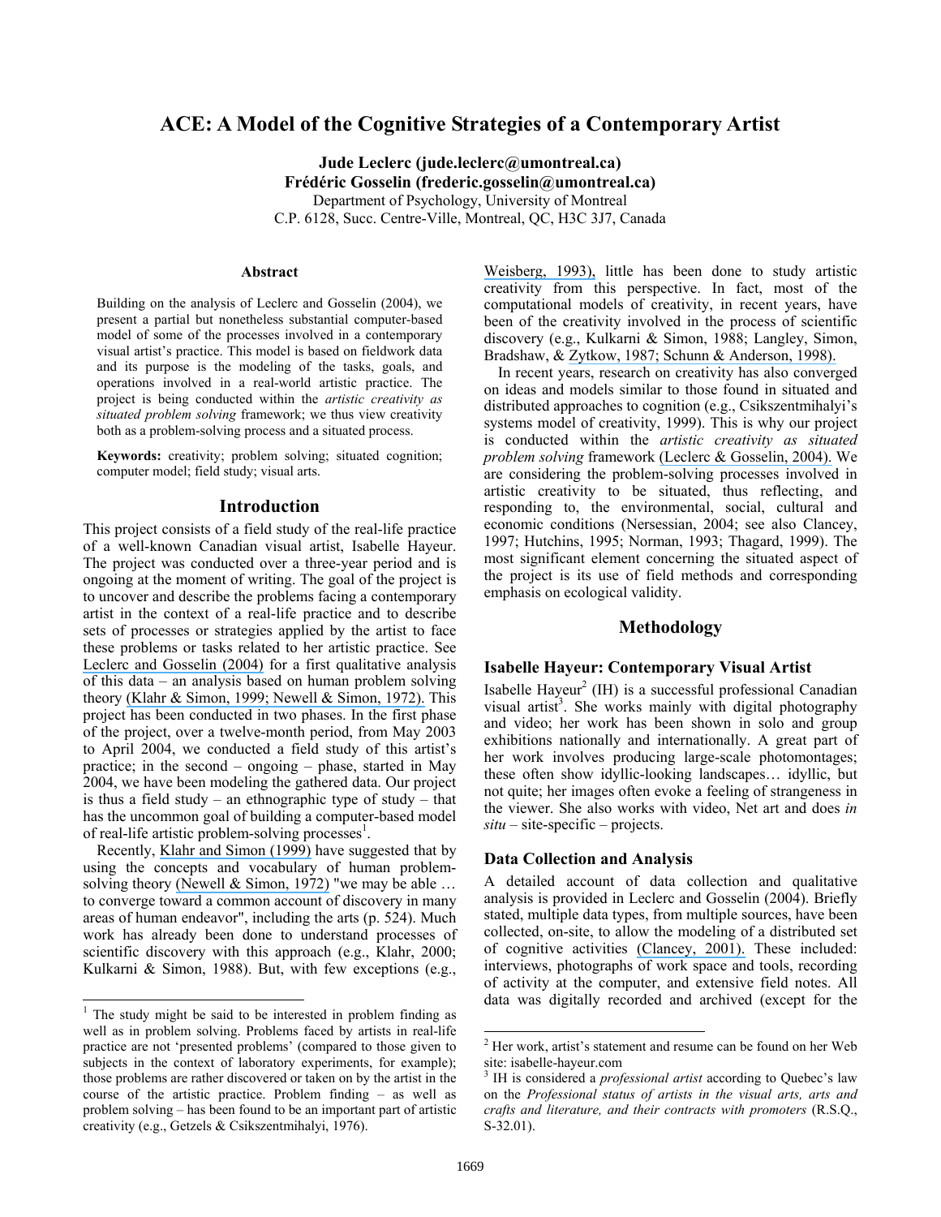# ACE: A Model of the Cognitive Strategies of a Contemporary Artist

**Jude Leclerc (jude.leclerc@umontreal.ca)**
**Frédéric Gosselin (frederic.gosselin@umontreal.ca)**
Department of Psychology, University of Montreal
C.P. 6128, Succ. Centre-Ville, Montreal, QC, H3C 3J7, Canada

## Abstract

Building on the analysis of Leclerc and Gosselin (2004), we present a partial but nonetheless substantial computer-based model of some of the processes involved in a contemporary visual artist's practice. This model is based on fieldwork data and its purpose is the modeling of the tasks, goals, and operations involved in a real-world artistic practice. The project is being conducted within the *artistic creativity as situated problem solving* framework; we thus view creativity both as a problem-solving process and a situated process.

**Keywords:** creativity; problem solving; situated cognition; computer model; field study; visual arts.

## Introduction

This project consists of a field study of the real-life practice of a well-known Canadian visual artist, Isabelle Hayeur. The project was conducted over a three-year period and is ongoing at the moment of writing. The goal of the project is to uncover and describe the problems facing a contemporary artist in the context of a real-life practice and to describe sets of processes or strategies applied by the artist to face these problems or tasks related to her artistic practice. See Leclerc and Gosselin (2004) for a first qualitative analysis of this data – an analysis based on human problem solving theory (Klahr & Simon, 1999; Newell & Simon, 1972). This project has been conducted in two phases. In the first phase of the project, over a twelve-month period, from May 2003 to April 2004, we conducted a field study of this artist's practice; in the second – ongoing – phase, started in May 2004, we have been modeling the gathered data. Our project is thus a field study – an ethnographic type of study – that has the uncommon goal of building a computer-based model of real-life artistic problem-solving processes[1].

Recently, Klahr and Simon (1999) have suggested that by using the concepts and vocabulary of human problem-solving theory (Newell & Simon, 1972) "we may be able … to converge toward a common account of discovery in many areas of human endeavor", including the arts (p. 524). Much work has already been done to understand processes of scientific discovery with this approach (e.g., Klahr, 2000; Kulkarni & Simon, 1988). But, with few exceptions (e.g., Weisberg, 1993), little has been done to study artistic creativity from this perspective. In fact, most of the computational models of creativity, in recent years, have been of the creativity involved in the process of scientific discovery (e.g., Kulkarni & Simon, 1988; Langley, Simon, Bradshaw, & Zytkow, 1987; Schunn & Anderson, 1998).

In recent years, research on creativity has also converged on ideas and models similar to those found in situated and distributed approaches to cognition (e.g., Csikszentmihalyi's systems model of creativity, 1999). This is why our project is conducted within the *artistic creativity as situated problem solving* framework (Leclerc & Gosselin, 2004). We are considering the problem-solving processes involved in artistic creativity to be situated, thus reflecting, and responding to, the environmental, social, cultural and economic conditions (Nersessian, 2004; see also Clancey, 1997; Hutchins, 1995; Norman, 1993; Thagard, 1999). The most significant element concerning the situated aspect of the project is its use of field methods and corresponding emphasis on ecological validity.

## Methodology

### Isabelle Hayeur: Contemporary Visual Artist

Isabelle Hayeur[2] (IH) is a successful professional Canadian visual artist[3]. She works mainly with digital photography and video; her work has been shown in solo and group exhibitions nationally and internationally. A great part of her work involves producing large-scale photomontages; these often show idyllic-looking landscapes… idyllic, but not quite; her images often evoke a feeling of strangeness in the viewer. She also works with video, Net art and does *in situ* – site-specific – projects.

### Data Collection and Analysis

A detailed account of data collection and qualitative analysis is provided in Leclerc and Gosselin (2004). Briefly stated, multiple data types, from multiple sources, have been collected, on-site, to allow the modeling of a distributed set of cognitive activities (Clancey, 2001). These included: interviews, photographs of work space and tools, recording of activity at the computer, and extensive field notes. All data was digitally recorded and archived (except for the

---

[1] The study might be said to be interested in problem finding as well as in problem solving. Problems faced by artists in real-life practice are not 'presented problems' (compared to those given to subjects in the context of laboratory experiments, for example); those problems are rather discovered or taken on by the artist in the course of the artistic practice. Problem finding – as well as problem solving – has been found to be an important part of artistic creativity (e.g., Getzels & Csikszentmihalyi, 1976).

[2] Her work, artist's statement and resume can be found on her Web site: isabelle-hayeur.com

[3] IH is considered a *professional artist* according to Quebec's law on the *Professional status of artists in the visual arts, arts and crafts and literature, and their contracts with promoters* (R.S.Q., S-32.01).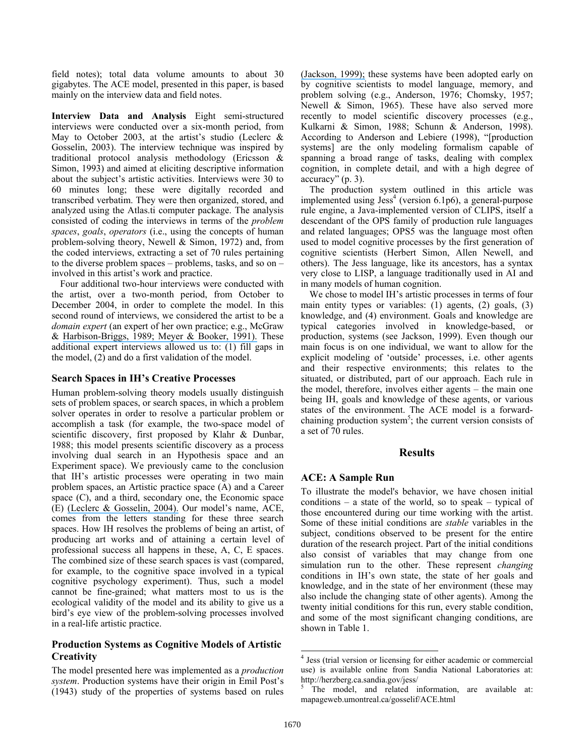field notes); total data volume amounts to about 30 gigabytes. The ACE model, presented in this paper, is based mainly on the interview data and field notes.

**Interview Data and Analysis** Eight semi-structured interviews were conducted over a six-month period, from May to October 2003, at the artist's studio (Leclerc & Gosselin, 2003). The interview technique was inspired by traditional protocol analysis methodology (Ericsson & Simon, 1993) and aimed at eliciting descriptive information about the subject's artistic activities. Interviews were 30 to 60 minutes long; these were digitally recorded and transcribed verbatim. They were then organized, stored, and analyzed using the Atlas.ti computer package. The analysis consisted of coding the interviews in terms of the *problem spaces*, *goals*, *operators* (i.e., using the concepts of human problem-solving theory, Newell & Simon, 1972) and, from the coded interviews, extracting a set of 70 rules pertaining to the diverse problem spaces – problems, tasks, and so on – involved in this artist's work and practice.

Four additional two-hour interviews were conducted with the artist, over a two-month period, from October to December 2004, in order to complete the model. In this second round of interviews, we considered the artist to be a *domain expert* (an expert of her own practice; e.g., McGraw & Harbison-Briggs, 1989; Meyer & Booker, 1991). These additional expert interviews allowed us to: (1) fill gaps in the model, (2) and do a first validation of the model.

## Search Spaces in IH's Creative Processes

Human problem-solving theory models usually distinguish sets of problem spaces, or search spaces, in which a problem solver operates in order to resolve a particular problem or accomplish a task (for example, the two-space model of scientific discovery, first proposed by Klahr & Dunbar, 1988; this model presents scientific discovery as a process involving dual search in an Hypothesis space and an Experiment space). We previously came to the conclusion that IH's artistic processes were operating in two main problem spaces, an Artistic practice space (A) and a Career space (C), and a third, secondary one, the Economic space (E) (Leclerc & Gosselin, 2004). Our model's name, ACE, comes from the letters standing for these three search spaces. How IH resolves the problems of being an artist, of producing art works and of attaining a certain level of professional success all happens in these, A, C, E spaces. The combined size of these search spaces is vast (compared, for example, to the cognitive space involved in a typical cognitive psychology experiment). Thus, such a model cannot be fine-grained; what matters most to us is the ecological validity of the model and its ability to give us a bird's eye view of the problem-solving processes involved in a real-life artistic practice.

## Production Systems as Cognitive Models of Artistic Creativity

The model presented here was implemented as a *production system*. Production systems have their origin in Emil Post's (1943) study of the properties of systems based on rules (Jackson, 1999); these systems have been adopted early on by cognitive scientists to model language, memory, and problem solving (e.g., Anderson, 1976; Chomsky, 1957; Newell & Simon, 1965). These have also served more recently to model scientific discovery processes (e.g., Kulkarni & Simon, 1988; Schunn & Anderson, 1998). According to Anderson and Lebiere (1998), "[production systems] are the only modeling formalism capable of spanning a broad range of tasks, dealing with complex cognition, in complete detail, and with a high degree of accuracy" (p. 3).

The production system outlined in this article was implemented using Jess[4] (version 6.1p6), a general-purpose rule engine, a Java-implemented version of CLIPS, itself a descendant of the OPS family of production rule languages and related languages; OPS5 was the language most often used to model cognitive processes by the first generation of cognitive scientists (Herbert Simon, Allen Newell, and others). The Jess language, like its ancestors, has a syntax very close to LISP, a language traditionally used in AI and in many models of human cognition.

We chose to model IH's artistic processes in terms of four main entity types or variables: (1) agents, (2) goals, (3) knowledge, and (4) environment. Goals and knowledge are typical categories involved in knowledge-based, or production, systems (see Jackson, 1999). Even though our main focus is on one individual, we want to allow for the explicit modeling of 'outside' processes, i.e. other agents and their respective environments; this relates to the situated, or distributed, part of our approach. Each rule in the model, therefore, involves either agents – the main one being IH, goals and knowledge of these agents, or various states of the environment. The ACE model is a forward-chaining production system[5]; the current version consists of a set of 70 rules.

# Results

## ACE: A Sample Run

To illustrate the model's behavior, we have chosen initial conditions – a state of the world, so to speak – typical of those encountered during our time working with the artist. Some of these initial conditions are *stable* variables in the subject, conditions observed to be present for the entire duration of the research project. Part of the initial conditions also consist of variables that may change from one simulation run to the other. These represent *changing* conditions in IH's own state, the state of her goals and knowledge, and in the state of her environment (these may also include the changing state of other agents). Among the twenty initial conditions for this run, every stable condition, and some of the most significant changing conditions, are shown in Table 1.

---

[4] Jess (trial version or licensing for either academic or commercial use) is available online from Sandia National Laboratories at: http://herzberg.ca.sandia.gov/jess/

[5] The model, and related information, are available at: mapageweb.umontreal.ca/gosselif/ACE.html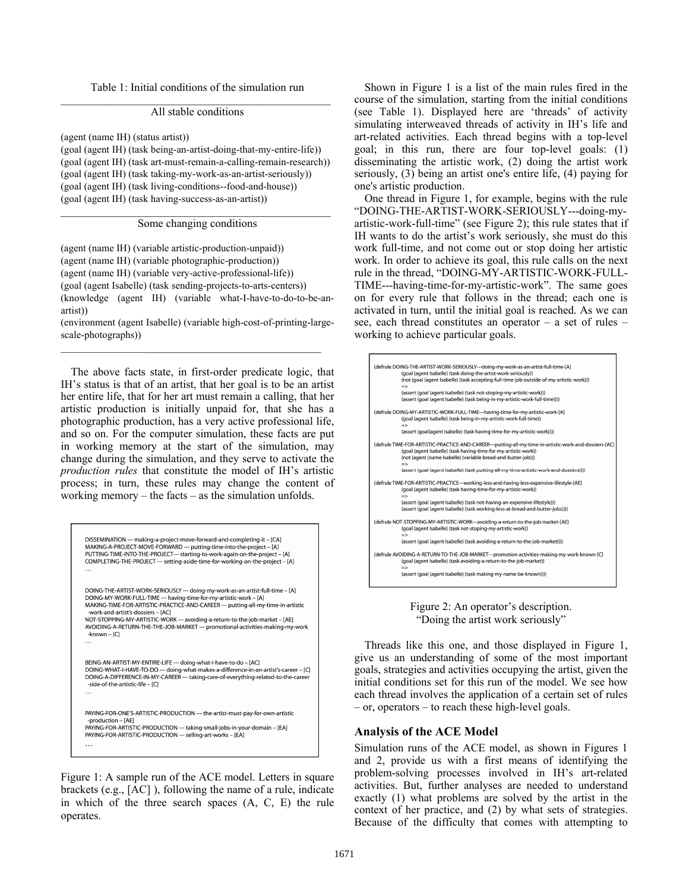Table 1: Initial conditions of the simulation run

All stable conditions

(agent (name IH) (status artist))
(goal (agent IH) (task being-an-artist-doing-that-my-entire-life))
(goal (agent IH) (task art-must-remain-a-calling-remain-research))
(goal (agent IH) (task taking-my-work-as-an-artist-seriously))
(goal (agent IH) (task living-conditions--food-and-house))
(goal (agent IH) (task having-success-as-an-artist))

Some changing conditions

(agent (name IH) (variable artistic-production-unpaid))
(agent (name IH) (variable photographic-production))
(agent (name IH) (variable very-active-professional-life))
(goal (agent Isabelle) (task sending-projects-to-arts-centers))
(knowledge (agent IH) (variable what-I-have-to-do-to-be-an-artist))
(environment (agent Isabelle) (variable high-cost-of-printing-large-scale-photographs))

The above facts state, in first-order predicate logic, that IH's status is that of an artist, that her goal is to be an artist her entire life, that for her art must remain a calling, that her artistic production is initially unpaid for, that she has a photographic production, has a very active professional life, and so on. For the computer simulation, these facts are put in working memory at the start of the simulation, may change during the simulation, and they serve to activate the *production rules* that constitute the model of IH's artistic process; in turn, these rules may change the content of working memory – the facts – as the simulation unfolds.

```
DISSEMINATION --- making-a-project-move-forward-and-completing-it – [CA]
MAKING-A-PROJECT-MOVE-FORWARD --- putting-time-into-the-project – [A]
PUTTING-TIME-INTO-THE-PROJECT--- starting-to-work-again-on-the-project – [A]
COMPLETING-THE-PROJECT --- setting-aside-time-for-working-on-the-project – [A]
…

DOING-THE-ARTIST-WORK-SERIOUSLY --- doing-my-work-as-an-artist-full-time – [A]
DOING-MY-WORK-FULL-TIME --- having-time-for-my-artistic-work – [A]
MAKING-TIME-FOR-ARTISTIC-PRACTICE-AND-CAREER --- putting-all-my-time-in-artistic
  -work-and-artist's-dossiers – [AC]
NOT-STOPPING-MY-ARTISTIC-WORK --- avoiding-a-return-to-the-job-market – [AE]
AVOIDING-A-RETURN-THE-THE-JOB-MARKET --- promotional-activities-making-my-work
  -known – [C]
…

BEING-AN-ARTIST-MY-ENTIRE-LIFE --- doing-what-I-have-to-do – [AC]
DOING-WHAT-I-HAVE-TO-DO --- doing-what-makes-a-difference-in-an-artist's-career – [C]
DOING-A-DIFFERENCE-IN-MY-CAREER --- taking-care-of-everything-related-to-the-career
  -side-of-the-artistic-life – [C]
…

PAYING-FOR-ONE'S-ARTISTIC-PRODUCTION --- the-artist-must-pay-for-own-artistic
  -production – [AE]
PAYING-FOR-ARTISTIC-PRODUCTION --- taking-small-jobs-in-your-domain – [EA]
PAYING-FOR-ARTISTIC-PRODUCTION --- selling-art-works – [EA]
…
```

Figure 1: A sample run of the ACE model. Letters in square brackets (e.g., [AC] ), following the name of a rule, indicate in which of the three search spaces (A, C, E) the rule operates.

Shown in Figure 1 is a list of the main rules fired in the course of the simulation, starting from the initial conditions (see Table 1). Displayed here are 'threads' of activity simulating interweaved threads of activity in IH's life and art-related activities. Each thread begins with a top-level goal; in this run, there are four top-level goals: (1) disseminating the artistic work, (2) doing the artist work seriously, (3) being an artist one's entire life, (4) paying for one's artistic production.

One thread in Figure 1, for example, begins with the rule "DOING-THE-ARTIST-WORK-SERIOUSLY---doing-my-artistic-work-full-time" (see Figure 2); this rule states that if IH wants to do the artist's work seriously, she must do this work full-time, and not come out or stop doing her artistic work. In order to achieve its goal, this rule calls on the next rule in the thread, "DOING-MY-ARTISTIC-WORK-FULL-TIME---having-time-for-my-artistic-work". The same goes on for every rule that follows in the thread; each one is activated in turn, until the initial goal is reached. As we can see, each thread constitutes an operator – a set of rules – working to achieve particular goals.

```
(defrule DOING-THE-ARTIST-WORK-SERIOUSLY---doing-my-work-as-an-artist-full-time-[A]
        (goal (agent Isabelle) (task doing-the-artist-work-seriously))
        (not (goal (agent Isabelle) (task accepting-full-time-job-outside-of-my-artistic-work)))
        =>
        (assert (goal (agent Isabelle) (task not-stoping-my-artistic-work)))
        (assert (goal (agent Isabelle) (task being-in-my-artistic-work-full-time))))

(defrule DOING-MY-ARTISTIC-WORK-FULL-TIME---having-time-for-my-artistic-work-[A]
        (goal (agent Isabelle) (task being-in-my-artistic-work-full-time))
        =>
        (assert (goal(agent Isabelle) (task having-time-for-my-artistic-work))))

(defrule TIME-FOR-ARTISTIC-PRACTICE-AND-CAREER---putting-all-my-time-in-artistic-work-and-dossiers-[AC]
        (goal (agent Isabelle) (task having-time-for-my-artistic-work))
        (not (agent (name Isabelle) (variable bread-and-butter-job)))
        =>
        (assert (goal (agent Isabelle) (task putting-all-my-time-artistic-work-and-dossiers))))

(defrule TIME-FOR-ARTISTIC-PRACTICE---working-less-and-having-less-expensive-lifestyle-[AE]
        (goal (agent Isabelle) (task having-time-for-my-artistic-work))
        =>
        (assert (goal (agent Isabelle) (task not-having-an-expensive-lifestyle)))
        (assert (goal (agent Isabelle) (task working-less-at-bread-and-butter-jobs))))

(defrule NOT-STOPPING-MY-ARTISTIC-WORK---avoiding-a-return-to-the-job-market-[AE]
        (goal (agent Isabelle) (task not-stoping-my-artistic-work))
        =>
        (assert (goal (agent Isabelle) (task avoiding-a-return-to-the-job-market))))

(defrule AVOIDING-A-RETURN-TO-THE-JOB-MARKET---promotion-activities-making-my-work-known-[C]
        (goal (agent Isabelle) (task avoiding-a-return-to-the-job-market))
        =>
        (assert (goal (agent Isabelle) (task making-my-name-be-known))))
```

Figure 2: An operator's description.
"Doing the artist work seriously"

Threads like this one, and those displayed in Figure 1, give us an understanding of some of the most important goals, strategies and activities occupying the artist, given the initial conditions set for this run of the model. We see how each thread involves the application of a certain set of rules – or, operators – to reach these high-level goals.

## Analysis of the ACE Model

Simulation runs of the ACE model, as shown in Figures 1 and 2, provide us with a first means of identifying the problem-solving processes involved in IH's art-related activities. But, further analyses are needed to understand exactly (1) what problems are solved by the artist in the context of her practice, and (2) by what sets of strategies. Because of the difficulty that comes with attempting to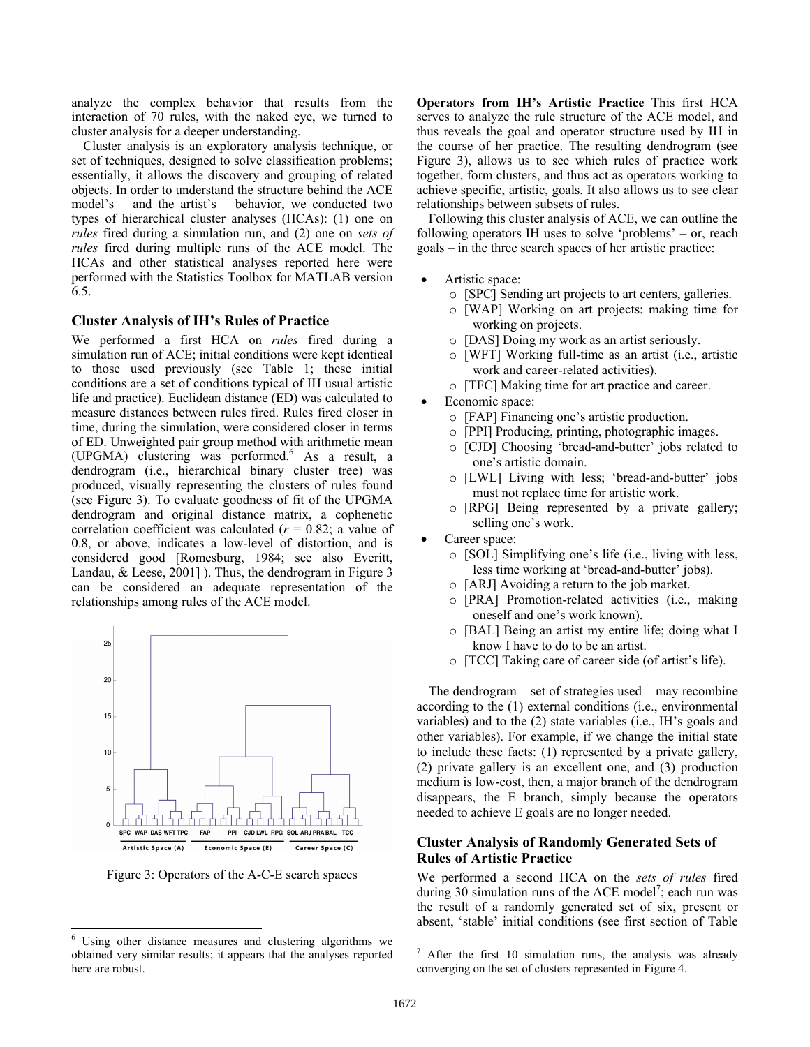analyze the complex behavior that results from the interaction of 70 rules, with the naked eye, we turned to cluster analysis for a deeper understanding.

Cluster analysis is an exploratory analysis technique, or set of techniques, designed to solve classification problems; essentially, it allows the discovery and grouping of related objects. In order to understand the structure behind the ACE model's – and the artist's – behavior, we conducted two types of hierarchical cluster analyses (HCAs): (1) one on *rules* fired during a simulation run, and (2) one on *sets of rules* fired during multiple runs of the ACE model. The HCAs and other statistical analyses reported here were performed with the Statistics Toolbox for MATLAB version 6.5.

## Cluster Analysis of IH's Rules of Practice

We performed a first HCA on *rules* fired during a simulation run of ACE; initial conditions were kept identical to those used previously (see Table 1; these initial conditions are a set of conditions typical of IH usual artistic life and practice). Euclidean distance (ED) was calculated to measure distances between rules fired. Rules fired closer in time, during the simulation, were considered closer in terms of ED. Unweighted pair group method with arithmetic mean (UPGMA) clustering was performed.[6] As a result, a dendrogram (i.e., hierarchical binary cluster tree) was produced, visually representing the clusters of rules found (see Figure 3). To evaluate goodness of fit of the UPGMA dendrogram and original distance matrix, a cophenetic correlation coefficient was calculated ($r$ = 0.82; a value of 0.8, or above, indicates a low-level of distortion, and is considered good [Romesburg, 1984; see also Everitt, Landau, & Leese, 2001] ). Thus, the dendrogram in Figure 3 can be considered an adequate representation of the relationships among rules of the ACE model.

Figure 3: Operators of the A-C-E search spaces

**Operators from IH's Artistic Practice** This first HCA serves to analyze the rule structure of the ACE model, and thus reveals the goal and operator structure used by IH in the course of her practice. The resulting dendrogram (see Figure 3), allows us to see which rules of practice work together, form clusters, and thus act as operators working to achieve specific, artistic, goals. It also allows us to see clear relationships between subsets of rules.

Following this cluster analysis of ACE, we can outline the following operators IH uses to solve 'problems' – or, reach goals – in the three search spaces of her artistic practice:

- Artistic space:
  - [SPC] Sending art projects to art centers, galleries.
  - [WAP] Working on art projects; making time for working on projects.
  - [DAS] Doing my work as an artist seriously.
  - [WFT] Working full-time as an artist (i.e., artistic work and career-related activities).
  - [TFC] Making time for art practice and career.
- Economic space:
  - [FAP] Financing one's artistic production.
  - [PPI] Producing, printing, photographic images.
  - [CJD] Choosing 'bread-and-butter' jobs related to one's artistic domain.
  - [LWL] Living with less; 'bread-and-butter' jobs must not replace time for artistic work.
  - [RPG] Being represented by a private gallery; selling one's work.
- Career space:
  - [SOL] Simplifying one's life (i.e., living with less, less time working at 'bread-and-butter' jobs).
  - [ARJ] Avoiding a return to the job market.
  - [PRA] Promotion-related activities (i.e., making oneself and one's work known).
  - [BAL] Being an artist my entire life; doing what I know I have to do to be an artist.
  - [TCC] Taking care of career side (of artist's life).

The dendrogram – set of strategies used – may recombine according to the (1) external conditions (i.e., environmental variables) and to the (2) state variables (i.e., IH's goals and other variables). For example, if we change the initial state to include these facts: (1) represented by a private gallery, (2) private gallery is an excellent one, and (3) production medium is low-cost, then, a major branch of the dendrogram disappears, the E branch, simply because the operators needed to achieve E goals are no longer needed.

## Cluster Analysis of Randomly Generated Sets of Rules of Artistic Practice

We performed a second HCA on the *sets of rules* fired during 30 simulation runs of the ACE model[7]; each run was the result of a randomly generated set of six, present or absent, 'stable' initial conditions (see first section of Table

[6] Using other distance measures and clustering algorithms we obtained very similar results; it appears that the analyses reported here are robust.

[7] After the first 10 simulation runs, the analysis was already converging on the set of clusters represented in Figure 4.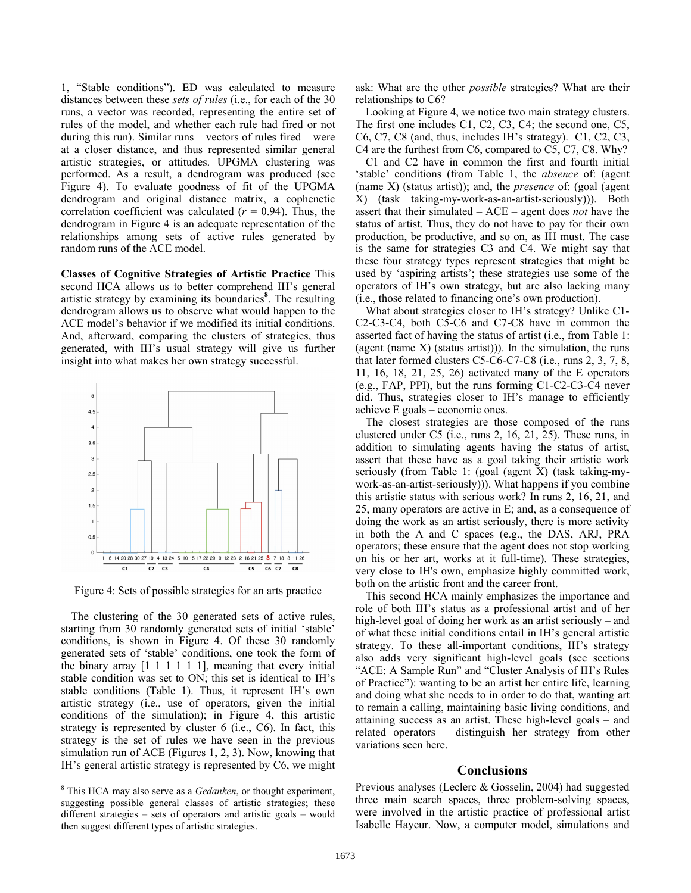1, "Stable conditions"). ED was calculated to measure distances between these *sets of rules* (i.e., for each of the 30 runs, a vector was recorded, representing the entire set of rules of the model, and whether each rule had fired or not during this run). Similar runs – vectors of rules fired – were at a closer distance, and thus represented similar general artistic strategies, or attitudes. UPGMA clustering was performed. As a result, a dendrogram was produced (see Figure 4). To evaluate goodness of fit of the UPGMA dendrogram and original distance matrix, a cophenetic correlation coefficient was calculated ($r$ = 0.94). Thus, the dendrogram in Figure 4 is an adequate representation of the relationships among sets of active rules generated by random runs of the ACE model.

**Classes of Cognitive Strategies of Artistic Practice** This second HCA allows us to better comprehend IH's general artistic strategy by examining its boundaries[8]. The resulting dendrogram allows us to observe what would happen to the ACE model's behavior if we modified its initial conditions. And, afterward, comparing the clusters of strategies, thus generated, with IH's usual strategy will give us further insight into what makes her own strategy successful.

Figure 4: Sets of possible strategies for an arts practice

The clustering of the 30 generated sets of active rules, starting from 30 randomly generated sets of initial 'stable' conditions, is shown in Figure 4. Of these 30 randomly generated sets of 'stable' conditions, one took the form of the binary array [1 1 1 1 1 1], meaning that every initial stable condition was set to ON; this set is identical to IH's stable conditions (Table 1). Thus, it represent IH's own artistic strategy (i.e., use of operators, given the initial conditions of the simulation); in Figure 4, this artistic strategy is represented by cluster 6 (i.e., C6). In fact, this strategy is the set of rules we have seen in the previous simulation run of ACE (Figures 1, 2, 3). Now, knowing that IH's general artistic strategy is represented by C6, we might ask: What are the other *possible* strategies? What are their relationships to C6?

Looking at Figure 4, we notice two main strategy clusters. The first one includes C1, C2, C3, C4; the second one, C5, C6, C7, C8 (and, thus, includes IH's strategy). C1, C2, C3, C4 are the furthest from C6, compared to C5, C7, C8. Why?

C1 and C2 have in common the first and fourth initial 'stable' conditions (from Table 1, the *absence* of: (agent (name X) (status artist)); and, the *presence* of: (goal (agent X) (task taking-my-work-as-an-artist-seriously))). Both assert that their simulated – ACE – agent does *not* have the status of artist. Thus, they do not have to pay for their own production, be productive, and so on, as IH must. The case is the same for strategies C3 and C4. We might say that these four strategy types represent strategies that might be used by 'aspiring artists'; these strategies use some of the operators of IH's own strategy, but are also lacking many (i.e., those related to financing one's own production).

What about strategies closer to IH's strategy? Unlike C1-C2-C3-C4, both C5-C6 and C7-C8 have in common the asserted fact of having the status of artist (i.e., from Table 1: (agent (name X) (status artist))). In the simulation, the runs that later formed clusters C5-C6-C7-C8 (i.e., runs 2, 3, 7, 8, 11, 16, 18, 21, 25, 26) activated many of the E operators (e.g., FAP, PPI), but the runs forming C1-C2-C3-C4 never did. Thus, strategies closer to IH's manage to efficiently achieve E goals – economic ones.

The closest strategies are those composed of the runs clustered under C5 (i.e., runs 2, 16, 21, 25). These runs, in addition to simulating agents having the status of artist, assert that these have as a goal taking their artistic work seriously (from Table 1: (goal (agent X) (task taking-my-work-as-an-artist-seriously))). What happens if you combine this artistic status with serious work? In runs 2, 16, 21, and 25, many operators are active in E; and, as a consequence of doing the work as an artist seriously, there is more activity in both the A and C spaces (e.g., the DAS, ARJ, PRA operators; these ensure that the agent does not stop working on his or her art, works at it full-time). These strategies, very close to IH's own, emphasize highly committed work, both on the artistic front and the career front.

This second HCA mainly emphasizes the importance and role of both IH's status as a professional artist and of her high-level goal of doing her work as an artist seriously – and of what these initial conditions entail in IH's general artistic strategy. To these all-important conditions, IH's strategy also adds very significant high-level goals (see sections "ACE: A Sample Run" and "Cluster Analysis of IH's Rules of Practice"): wanting to be an artist her entire life, learning and doing what she needs to in order to do that, wanting art to remain a calling, maintaining basic living conditions, and attaining success as an artist. These high-level goals – and related operators – distinguish her strategy from other variations seen here.

## Conclusions

Previous analyses (Leclerc & Gosselin, 2004) had suggested three main search spaces, three problem-solving spaces, were involved in the artistic practice of professional artist Isabelle Hayeur. Now, a computer model, simulations and

[8] This HCA may also serve as a *Gedanken*, or thought experiment, suggesting possible general classes of artistic strategies; these different strategies – sets of operators and artistic goals – would then suggest different types of artistic strategies.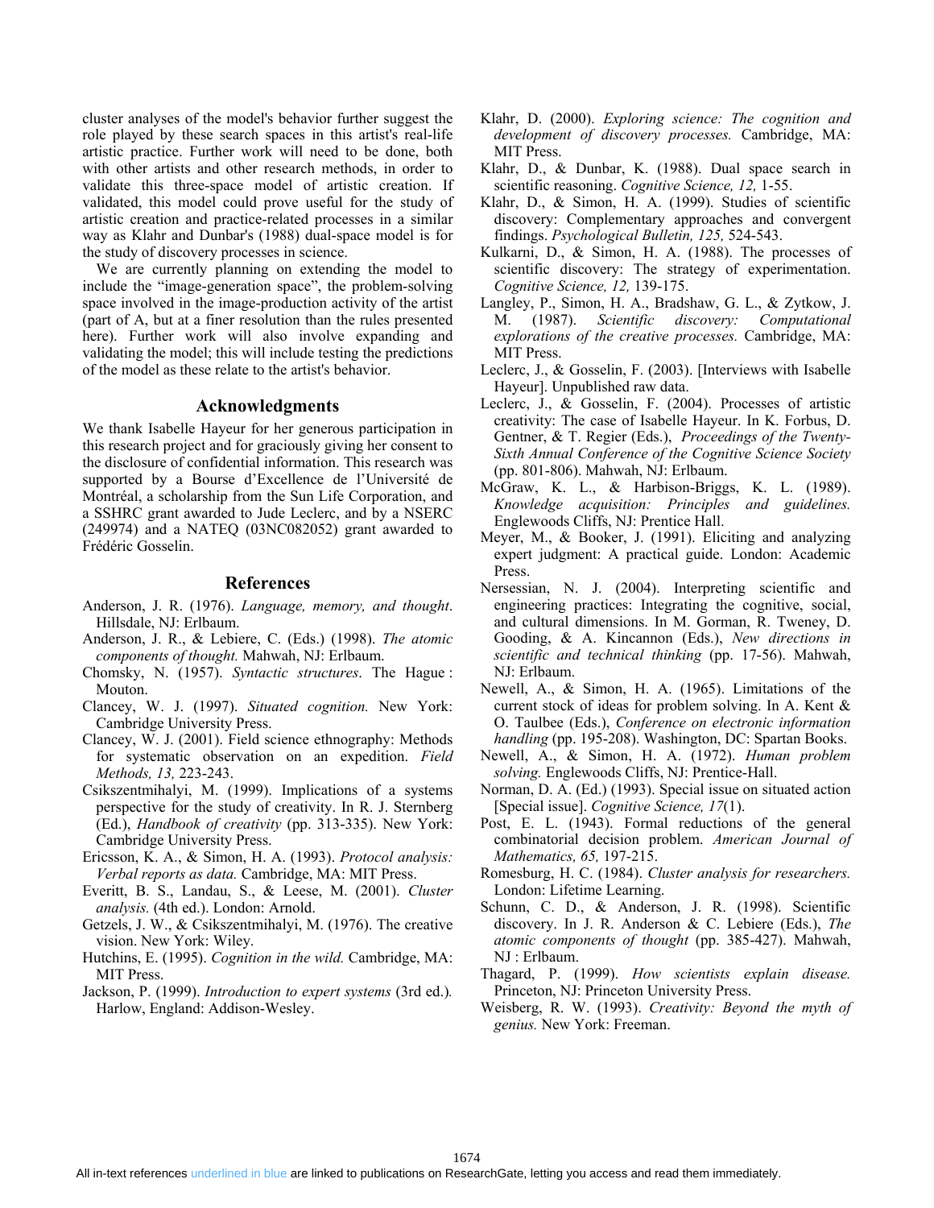cluster analyses of the model's behavior further suggest the role played by these search spaces in this artist's real-life artistic practice. Further work will need to be done, both with other artists and other research methods, in order to validate this three-space model of artistic creation. If validated, this model could prove useful for the study of artistic creation and practice-related processes in a similar way as Klahr and Dunbar's (1988) dual-space model is for the study of discovery processes in science.

We are currently planning on extending the model to include the "image-generation space", the problem-solving space involved in the image-production activity of the artist (part of A, but at a finer resolution than the rules presented here). Further work will also involve expanding and validating the model; this will include testing the predictions of the model as these relate to the artist's behavior.

## Acknowledgments

We thank Isabelle Hayeur for her generous participation in this research project and for graciously giving her consent to the disclosure of confidential information. This research was supported by a Bourse d'Excellence de l'Université de Montréal, a scholarship from the Sun Life Corporation, and a SSHRC grant awarded to Jude Leclerc, and by a NSERC (249974) and a NATEQ (03NC082052) grant awarded to Frédéric Gosselin.

## References

Anderson, J. R. (1976). *Language, memory, and thought*. Hillsdale, NJ: Erlbaum.

Anderson, J. R., & Lebiere, C. (Eds.) (1998). *The atomic components of thought.* Mahwah, NJ: Erlbaum.

Chomsky, N. (1957). *Syntactic structures*. The Hague : Mouton.

Clancey, W. J. (1997). *Situated cognition.* New York: Cambridge University Press.

Clancey, W. J. (2001). Field science ethnography: Methods for systematic observation on an expedition. *Field Methods, 13,* 223-243.

Csikszentmihalyi, M. (1999). Implications of a systems perspective for the study of creativity. In R. J. Sternberg (Ed.), *Handbook of creativity* (pp. 313-335). New York: Cambridge University Press.

Ericsson, K. A., & Simon, H. A. (1993). *Protocol analysis: Verbal reports as data.* Cambridge, MA: MIT Press.

Everitt, B. S., Landau, S., & Leese, M. (2001). *Cluster analysis.* (4th ed.). London: Arnold.

Getzels, J. W., & Csikszentmihalyi, M. (1976). The creative vision. New York: Wiley.

Hutchins, E. (1995). *Cognition in the wild.* Cambridge, MA: MIT Press.

Jackson, P. (1999). *Introduction to expert systems* (3rd ed.)*.* Harlow, England: Addison-Wesley.

Klahr, D. (2000). *Exploring science: The cognition and development of discovery processes.* Cambridge, MA: MIT Press.

Klahr, D., & Dunbar, K. (1988). Dual space search in scientific reasoning. *Cognitive Science, 12,* 1-55.

Klahr, D., & Simon, H. A. (1999). Studies of scientific discovery: Complementary approaches and convergent findings. *Psychological Bulletin, 125,* 524-543.

Kulkarni, D., & Simon, H. A. (1988). The processes of scientific discovery: The strategy of experimentation. *Cognitive Science, 12,* 139-175.

Langley, P., Simon, H. A., Bradshaw, G. L., & Zytkow, J. M. (1987). *Scientific discovery: Computational explorations of the creative processes.* Cambridge, MA: MIT Press.

Leclerc, J., & Gosselin, F. (2003). [Interviews with Isabelle Hayeur]. Unpublished raw data.

Leclerc, J., & Gosselin, F. (2004). Processes of artistic creativity: The case of Isabelle Hayeur. In K. Forbus, D. Gentner, & T. Regier (Eds.), *Proceedings of the Twenty-Sixth Annual Conference of the Cognitive Science Society* (pp. 801-806). Mahwah, NJ: Erlbaum.

McGraw, K. L., & Harbison-Briggs, K. L. (1989). *Knowledge acquisition: Principles and guidelines.* Englewoods Cliffs, NJ: Prentice Hall.

Meyer, M., & Booker, J. (1991). Eliciting and analyzing expert judgment: A practical guide. London: Academic Press.

Nersessian, N. J. (2004). Interpreting scientific and engineering practices: Integrating the cognitive, social, and cultural dimensions. In M. Gorman, R. Tweney, D. Gooding, & A. Kincannon (Eds.), *New directions in scientific and technical thinking* (pp. 17-56). Mahwah, NJ: Erlbaum.

Newell, A., & Simon, H. A. (1965). Limitations of the current stock of ideas for problem solving. In A. Kent & O. Taulbee (Eds.), *Conference on electronic information handling* (pp. 195-208). Washington, DC: Spartan Books.

Newell, A., & Simon, H. A. (1972). *Human problem solving.* Englewoods Cliffs, NJ: Prentice-Hall.

Norman, D. A. (Ed.) (1993). Special issue on situated action [Special issue]. *Cognitive Science, 17*(1).

Post, E. L. (1943). Formal reductions of the general combinatorial decision problem. *American Journal of Mathematics, 65,* 197-215.

Romesburg, H. C. (1984). *Cluster analysis for researchers.* London: Lifetime Learning.

Schunn, C. D., & Anderson, J. R. (1998). Scientific discovery. In J. R. Anderson & C. Lebiere (Eds.), *The atomic components of thought* (pp. 385-427). Mahwah, NJ : Erlbaum.

Thagard, P. (1999). *How scientists explain disease.* Princeton, NJ: Princeton University Press.

Weisberg, R. W. (1993). *Creativity: Beyond the myth of genius.* New York: Freeman.